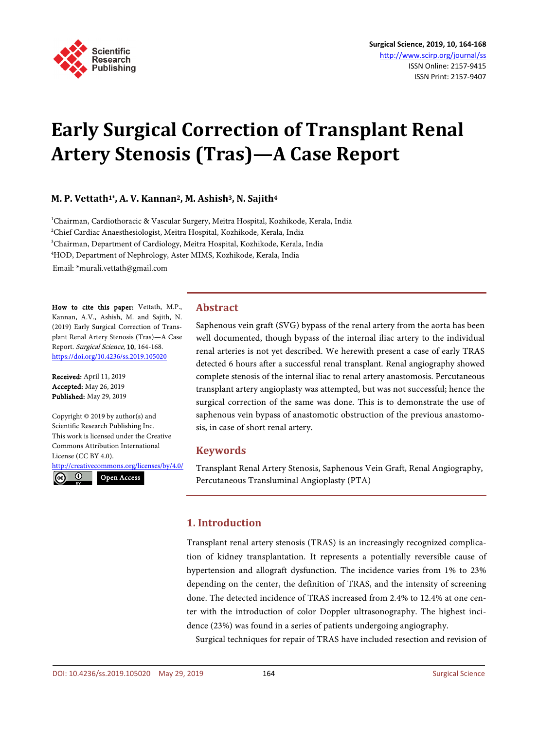# Early Surgical Correction of Transplant Renal Artery Stenosis (Tras)—A Case Report

**M. P. Vettath[1*], A. V. Kannan[2], M. Ashish[3], N. Sajith[4]**

[1]Chairman, Cardiothoracic & Vascular Surgery, Meitra Hospital, Kozhikode, Kerala, India
[2]Chief Cardiac Anaesthesiologist, Meitra Hospital, Kozhikode, Kerala, India
[3]Chairman, Department of Cardiology, Meitra Hospital, Kozhikode, Kerala, India
[4]HOD, Department of Nephrology, Aster MIMS, Kozhikode, Kerala, India

Email: *murali.vettath@gmail.com

**How to cite this paper:** Vettath, M.P., Kannan, A.V., Ashish, M. and Sajith, N. (2019) Early Surgical Correction of Transplant Renal Artery Stenosis (Tras)—A Case Report. *Surgical Science*, **10**, 164-168.
https://doi.org/10.4236/ss.2019.105020

**Received:** April 11, 2019
**Accepted:** May 26, 2019
**Published:** May 29, 2019

Copyright © 2019 by author(s) and Scientific Research Publishing Inc.
This work is licensed under the Creative Commons Attribution International License (CC BY 4.0).
http://creativecommons.org/licenses/by/4.0/

Open Access

## Abstract

Saphenous vein graft (SVG) bypass of the renal artery from the aorta has been well documented, though bypass of the internal iliac artery to the individual renal arteries is not yet described. We herewith present a case of early TRAS detected 6 hours after a successful renal transplant. Renal angiography showed complete stenosis of the internal iliac to renal artery anastomosis. Percutaneous transplant artery angioplasty was attempted, but was not successful; hence the surgical correction of the same was done. This is to demonstrate the use of saphenous vein bypass of anastomotic obstruction of the previous anastomosis, in case of short renal artery.

## Keywords

Transplant Renal Artery Stenosis, Saphenous Vein Graft, Renal Angiography, Percutaneous Transluminal Angioplasty (PTA)

## 1. Introduction

Transplant renal artery stenosis (TRAS) is an increasingly recognized complication of kidney transplantation. It represents a potentially reversible cause of hypertension and allograft dysfunction. The incidence varies from 1% to 23% depending on the center, the definition of TRAS, and the intensity of screening done. The detected incidence of TRAS increased from 2.4% to 12.4% at one center with the introduction of color Doppler ultrasonography. The highest incidence (23%) was found in a series of patients undergoing angiography.

Surgical techniques for repair of TRAS have included resection and revision of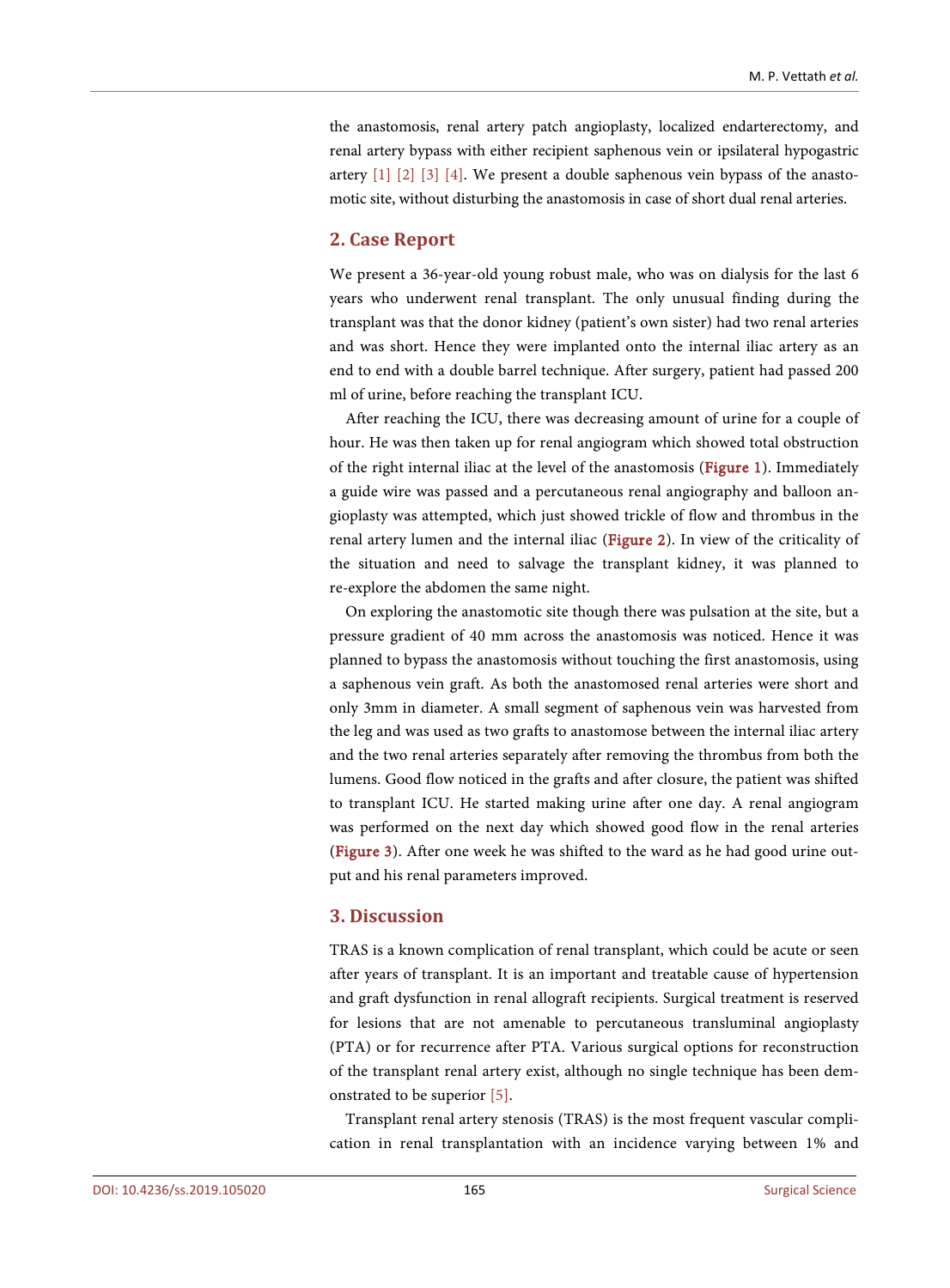the anastomosis, renal artery patch angioplasty, localized endarterectomy, and renal artery bypass with either recipient saphenous vein or ipsilateral hypogastric artery [1] [2] [3] [4]. We present a double saphenous vein bypass of the anastomotic site, without disturbing the anastomosis in case of short dual renal arteries.

## 2. Case Report

We present a 36-year-old young robust male, who was on dialysis for the last 6 years who underwent renal transplant. The only unusual finding during the transplant was that the donor kidney (patient's own sister) had two renal arteries and was short. Hence they were implanted onto the internal iliac artery as an end to end with a double barrel technique. After surgery, patient had passed 200 ml of urine, before reaching the transplant ICU.

After reaching the ICU, there was decreasing amount of urine for a couple of hour. He was then taken up for renal angiogram which showed total obstruction of the right internal iliac at the level of the anastomosis (**Figure 1**). Immediately a guide wire was passed and a percutaneous renal angiography and balloon angioplasty was attempted, which just showed trickle of flow and thrombus in the renal artery lumen and the internal iliac (**Figure 2**). In view of the criticality of the situation and need to salvage the transplant kidney, it was planned to re-explore the abdomen the same night.

On exploring the anastomotic site though there was pulsation at the site, but a pressure gradient of 40 mm across the anastomosis was noticed. Hence it was planned to bypass the anastomosis without touching the first anastomosis, using a saphenous vein graft. As both the anastomosed renal arteries were short and only 3mm in diameter. A small segment of saphenous vein was harvested from the leg and was used as two grafts to anastomose between the internal iliac artery and the two renal arteries separately after removing the thrombus from both the lumens. Good flow noticed in the grafts and after closure, the patient was shifted to transplant ICU. He started making urine after one day. A renal angiogram was performed on the next day which showed good flow in the renal arteries (**Figure 3**). After one week he was shifted to the ward as he had good urine output and his renal parameters improved.

## 3. Discussion

TRAS is a known complication of renal transplant, which could be acute or seen after years of transplant. It is an important and treatable cause of hypertension and graft dysfunction in renal allograft recipients. Surgical treatment is reserved for lesions that are not amenable to percutaneous transluminal angioplasty (PTA) or for recurrence after PTA. Various surgical options for reconstruction of the transplant renal artery exist, although no single technique has been demonstrated to be superior [5].

Transplant renal artery stenosis (TRAS) is the most frequent vascular complication in renal transplantation with an incidence varying between 1% and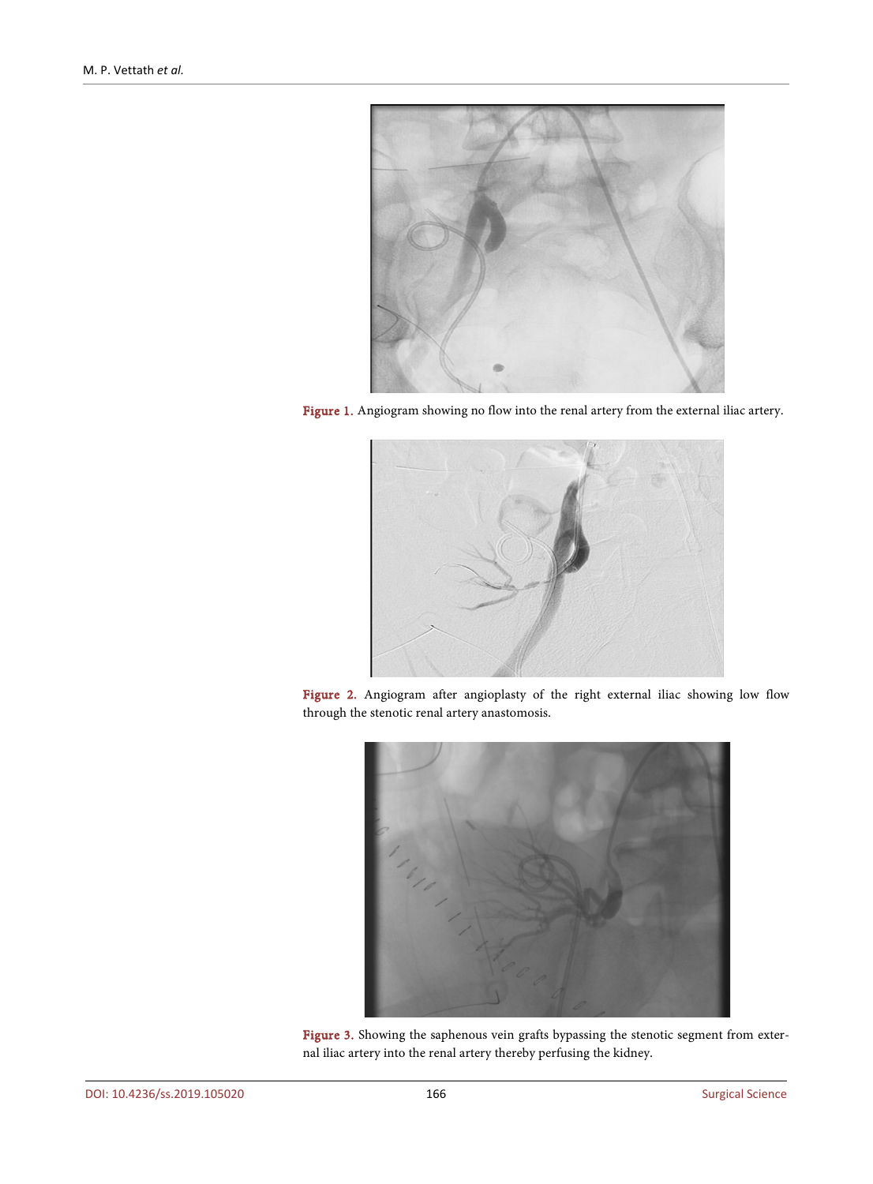Figure 1. Angiogram showing no flow into the renal artery from the external iliac artery.

Figure 2. Angiogram after angioplasty of the right external iliac showing low flow through the stenotic renal artery anastomosis.

Figure 3. Showing the saphenous vein grafts bypassing the stenotic segment from external iliac artery into the renal artery thereby perfusing the kidney.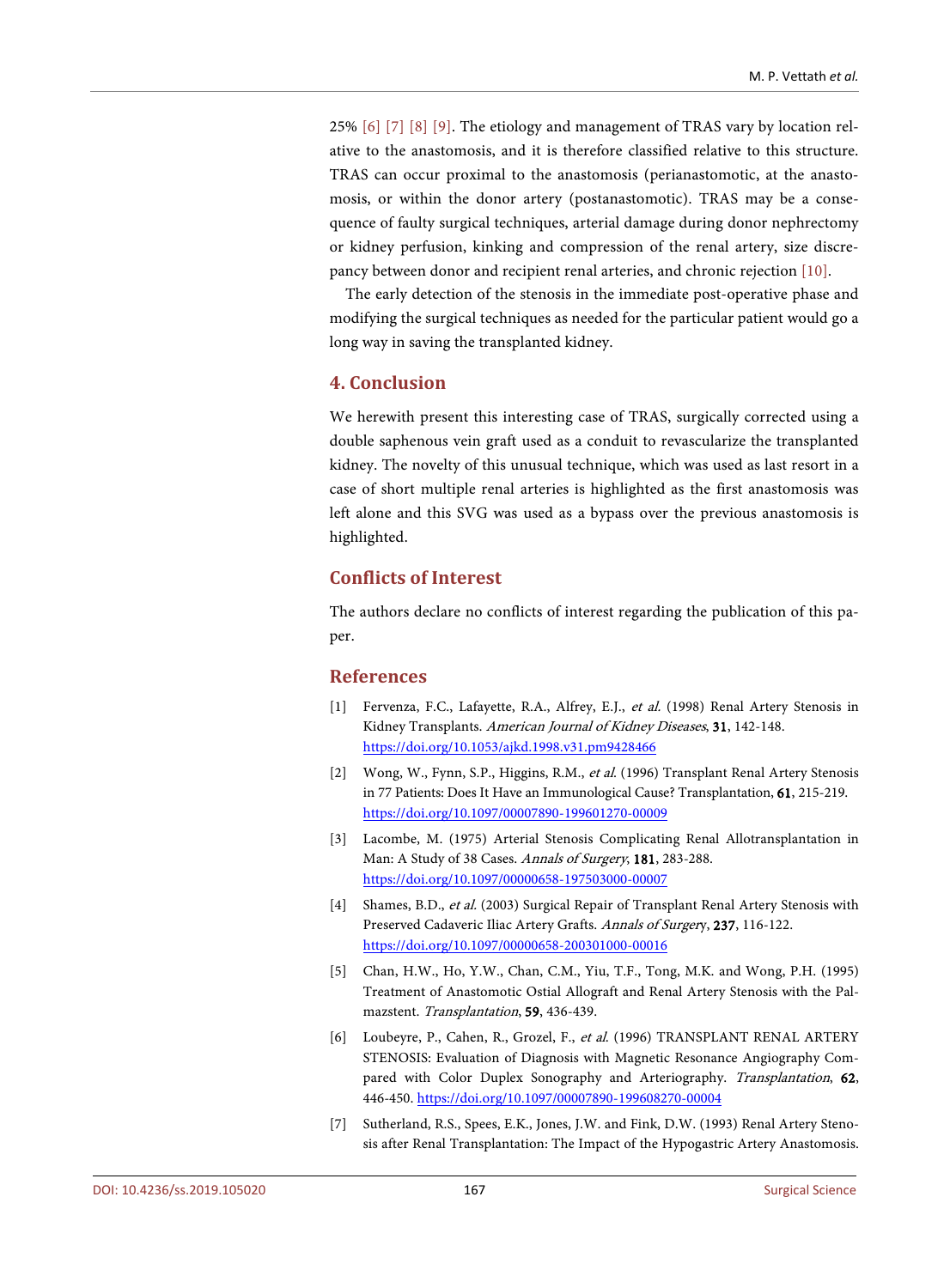25% [6] [7] [8] [9]. The etiology and management of TRAS vary by location relative to the anastomosis, and it is therefore classified relative to this structure. TRAS can occur proximal to the anastomosis (perianastomotic, at the anastomosis, or within the donor artery (postanastomotic). TRAS may be a consequence of faulty surgical techniques, arterial damage during donor nephrectomy or kidney perfusion, kinking and compression of the renal artery, size discrepancy between donor and recipient renal arteries, and chronic rejection [10].

The early detection of the stenosis in the immediate post-operative phase and modifying the surgical techniques as needed for the particular patient would go a long way in saving the transplanted kidney.

## 4. Conclusion

We herewith present this interesting case of TRAS, surgically corrected using a double saphenous vein graft used as a conduit to revascularize the transplanted kidney. The novelty of this unusual technique, which was used as last resort in a case of short multiple renal arteries is highlighted as the first anastomosis was left alone and this SVG was used as a bypass over the previous anastomosis is highlighted.

## Conflicts of Interest

The authors declare no conflicts of interest regarding the publication of this paper.

## References

[1] Fervenza, F.C., Lafayette, R.A., Alfrey, E.J., *et al.* (1998) Renal Artery Stenosis in Kidney Transplants. *American Journal of Kidney Diseases*, **31**, 142-148. https://doi.org/10.1053/ajkd.1998.v31.pm9428466

[2] Wong, W., Fynn, S.P., Higgins, R.M., *et al.* (1996) Transplant Renal Artery Stenosis in 77 Patients: Does It Have an Immunological Cause? Transplantation, **61**, 215-219. https://doi.org/10.1097/00007890-199601270-00009

[3] Lacombe, M. (1975) Arterial Stenosis Complicating Renal Allotransplantation in Man: A Study of 38 Cases. *Annals of Surgery*, **181**, 283-288. https://doi.org/10.1097/00000658-197503000-00007

[4] Shames, B.D., *et al.* (2003) Surgical Repair of Transplant Renal Artery Stenosis with Preserved Cadaveric Iliac Artery Grafts. *Annals of Surgery*, **237**, 116-122. https://doi.org/10.1097/00000658-200301000-00016

[5] Chan, H.W., Ho, Y.W., Chan, C.M., Yiu, T.F., Tong, M.K. and Wong, P.H. (1995) Treatment of Anastomotic Ostial Allograft and Renal Artery Stenosis with the Palmazstent. *Transplantation*, **59**, 436-439.

[6] Loubeyre, P., Cahen, R., Grozel, F., *et al.* (1996) TRANSPLANT RENAL ARTERY STENOSIS: Evaluation of Diagnosis with Magnetic Resonance Angiography Compared with Color Duplex Sonography and Arteriography. *Transplantation*, **62**, 446-450. https://doi.org/10.1097/00007890-199608270-00004

[7] Sutherland, R.S., Spees, E.K., Jones, J.W. and Fink, D.W. (1993) Renal Artery Stenosis after Renal Transplantation: The Impact of the Hypogastric Artery Anastomosis.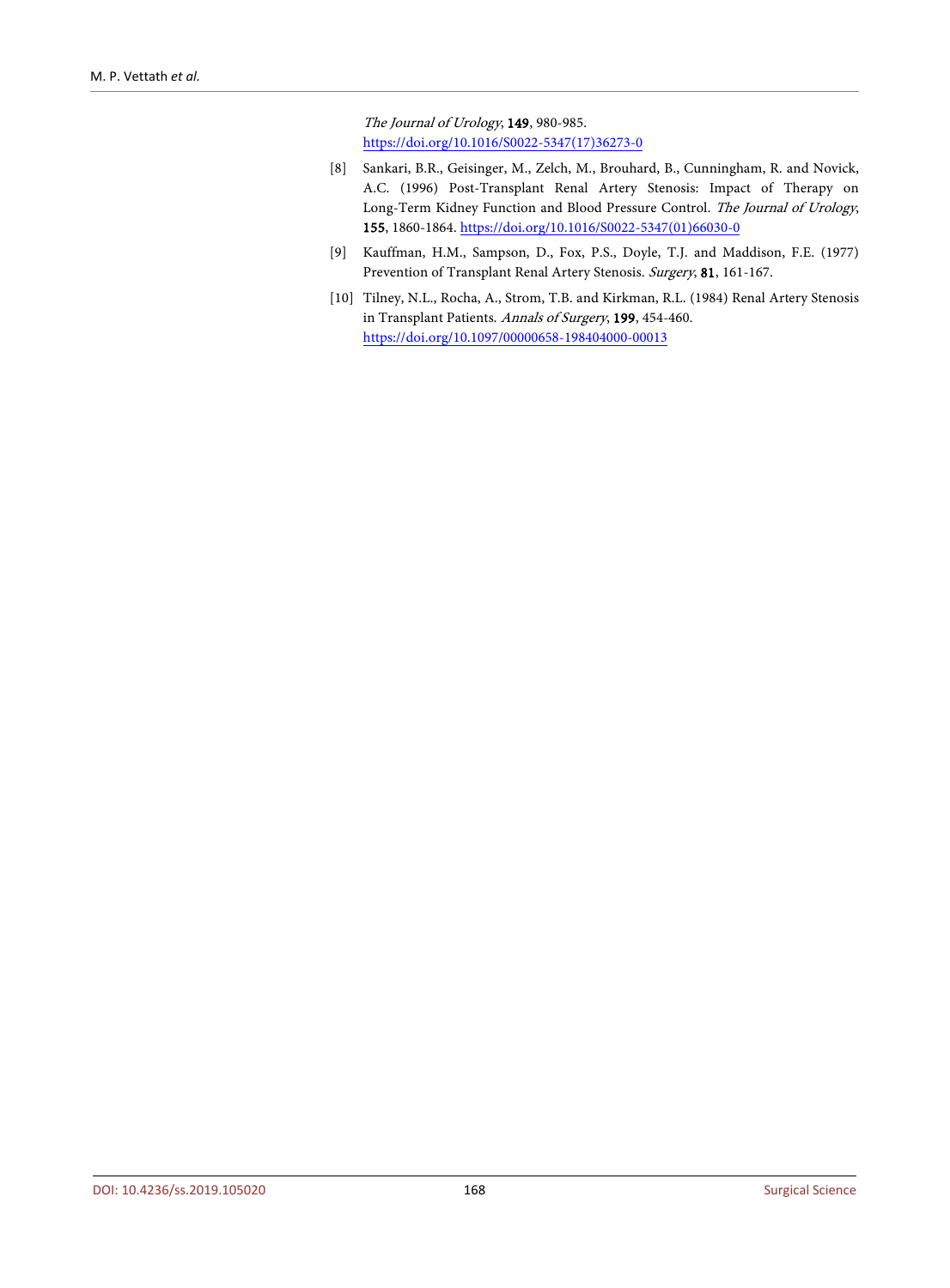*The Journal of Urology*, **149**, 980-985. https://doi.org/10.1016/S0022-5347(17)36273-0

[8] Sankari, B.R., Geisinger, M., Zelch, M., Brouhard, B., Cunningham, R. and Novick, A.C. (1996) Post-Transplant Renal Artery Stenosis: Impact of Therapy on Long-Term Kidney Function and Blood Pressure Control. *The Journal of Urology*, **155**, 1860-1864. https://doi.org/10.1016/S0022-5347(01)66030-0

[9] Kauffman, H.M., Sampson, D., Fox, P.S., Doyle, T.J. and Maddison, F.E. (1977) Prevention of Transplant Renal Artery Stenosis. *Surgery*, **81**, 161-167.

[10] Tilney, N.L., Rocha, A., Strom, T.B. and Kirkman, R.L. (1984) Renal Artery Stenosis in Transplant Patients. *Annals of Surgery*, **199**, 454-460. https://doi.org/10.1097/00000658-198404000-00013